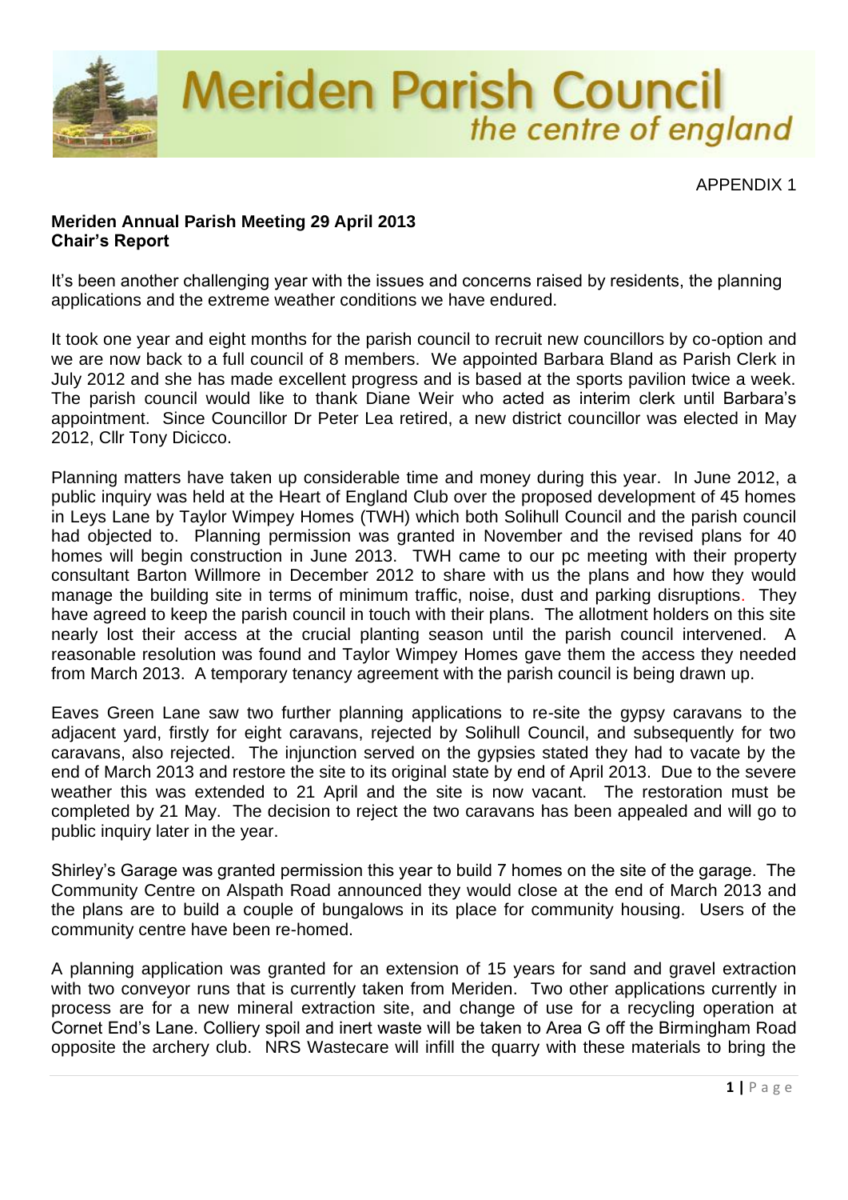# Meriden Parish Council
*the centre of england*

APPENDIX 1

**Meriden Annual Parish Meeting 29 April 2013**
**Chair's Report**

It's been another challenging year with the issues and concerns raised by residents, the planning applications and the extreme weather conditions we have endured.

It took one year and eight months for the parish council to recruit new councillors by co-option and we are now back to a full council of 8 members. We appointed Barbara Bland as Parish Clerk in July 2012 and she has made excellent progress and is based at the sports pavilion twice a week. The parish council would like to thank Diane Weir who acted as interim clerk until Barbara's appointment. Since Councillor Dr Peter Lea retired, a new district councillor was elected in May 2012, Cllr Tony Dicicco.

Planning matters have taken up considerable time and money during this year. In June 2012, a public inquiry was held at the Heart of England Club over the proposed development of 45 homes in Leys Lane by Taylor Wimpey Homes (TWH) which both Solihull Council and the parish council had objected to. Planning permission was granted in November and the revised plans for 40 homes will begin construction in June 2013. TWH came to our pc meeting with their property consultant Barton Willmore in December 2012 to share with us the plans and how they would manage the building site in terms of minimum traffic, noise, dust and parking disruptions. They have agreed to keep the parish council in touch with their plans. The allotment holders on this site nearly lost their access at the crucial planting season until the parish council intervened. A reasonable resolution was found and Taylor Wimpey Homes gave them the access they needed from March 2013. A temporary tenancy agreement with the parish council is being drawn up.

Eaves Green Lane saw two further planning applications to re-site the gypsy caravans to the adjacent yard, firstly for eight caravans, rejected by Solihull Council, and subsequently for two caravans, also rejected. The injunction served on the gypsies stated they had to vacate by the end of March 2013 and restore the site to its original state by end of April 2013. Due to the severe weather this was extended to 21 April and the site is now vacant. The restoration must be completed by 21 May. The decision to reject the two caravans has been appealed and will go to public inquiry later in the year.

Shirley's Garage was granted permission this year to build 7 homes on the site of the garage. The Community Centre on Alspath Road announced they would close at the end of March 2013 and the plans are to build a couple of bungalows in its place for community housing. Users of the community centre have been re-homed.

A planning application was granted for an extension of 15 years for sand and gravel extraction with two conveyor runs that is currently taken from Meriden. Two other applications currently in process are for a new mineral extraction site, and change of use for a recycling operation at Cornet End's Lane. Colliery spoil and inert waste will be taken to Area G off the Birmingham Road opposite the archery club. NRS Wastecare will infill the quarry with these materials to bring the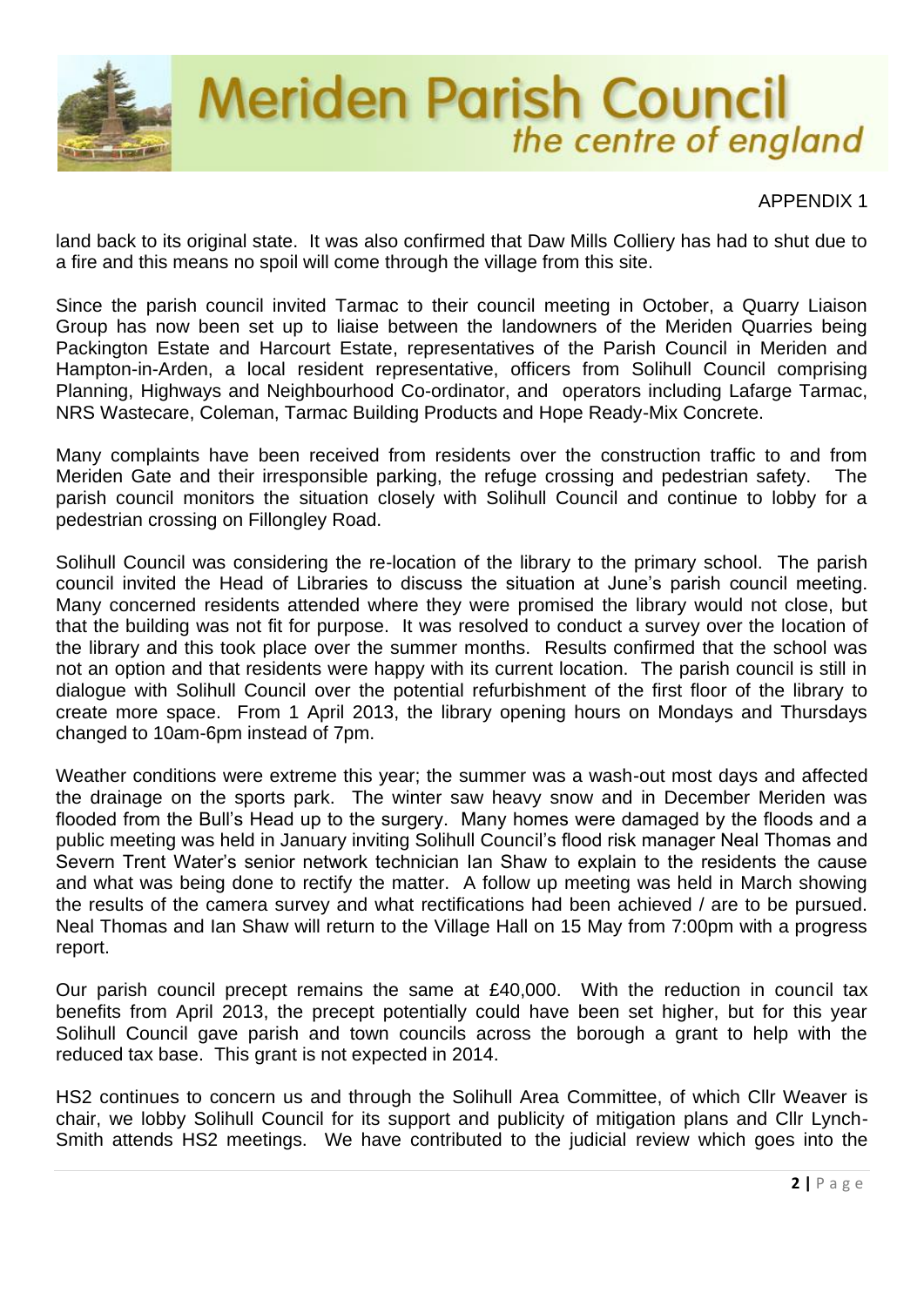APPENDIX 1

land back to its original state. It was also confirmed that Daw Mills Colliery has had to shut due to a fire and this means no spoil will come through the village from this site.

Since the parish council invited Tarmac to their council meeting in October, a Quarry Liaison Group has now been set up to liaise between the landowners of the Meriden Quarries being Packington Estate and Harcourt Estate, representatives of the Parish Council in Meriden and Hampton-in-Arden, a local resident representative, officers from Solihull Council comprising Planning, Highways and Neighbourhood Co-ordinator, and operators including Lafarge Tarmac, NRS Wastecare, Coleman, Tarmac Building Products and Hope Ready-Mix Concrete.

Many complaints have been received from residents over the construction traffic to and from Meriden Gate and their irresponsible parking, the refuge crossing and pedestrian safety. The parish council monitors the situation closely with Solihull Council and continue to lobby for a pedestrian crossing on Fillongley Road.

Solihull Council was considering the re-location of the library to the primary school. The parish council invited the Head of Libraries to discuss the situation at June's parish council meeting. Many concerned residents attended where they were promised the library would not close, but that the building was not fit for purpose. It was resolved to conduct a survey over the location of the library and this took place over the summer months. Results confirmed that the school was not an option and that residents were happy with its current location. The parish council is still in dialogue with Solihull Council over the potential refurbishment of the first floor of the library to create more space. From 1 April 2013, the library opening hours on Mondays and Thursdays changed to 10am-6pm instead of 7pm.

Weather conditions were extreme this year; the summer was a wash-out most days and affected the drainage on the sports park. The winter saw heavy snow and in December Meriden was flooded from the Bull's Head up to the surgery. Many homes were damaged by the floods and a public meeting was held in January inviting Solihull Council's flood risk manager Neal Thomas and Severn Trent Water's senior network technician Ian Shaw to explain to the residents the cause and what was being done to rectify the matter. A follow up meeting was held in March showing the results of the camera survey and what rectifications had been achieved / are to be pursued. Neal Thomas and Ian Shaw will return to the Village Hall on 15 May from 7:00pm with a progress report.

Our parish council precept remains the same at £40,000. With the reduction in council tax benefits from April 2013, the precept potentially could have been set higher, but for this year Solihull Council gave parish and town councils across the borough a grant to help with the reduced tax base. This grant is not expected in 2014.

HS2 continues to concern us and through the Solihull Area Committee, of which Cllr Weaver is chair, we lobby Solihull Council for its support and publicity of mitigation plans and Cllr Lynch-Smith attends HS2 meetings. We have contributed to the judicial review which goes into the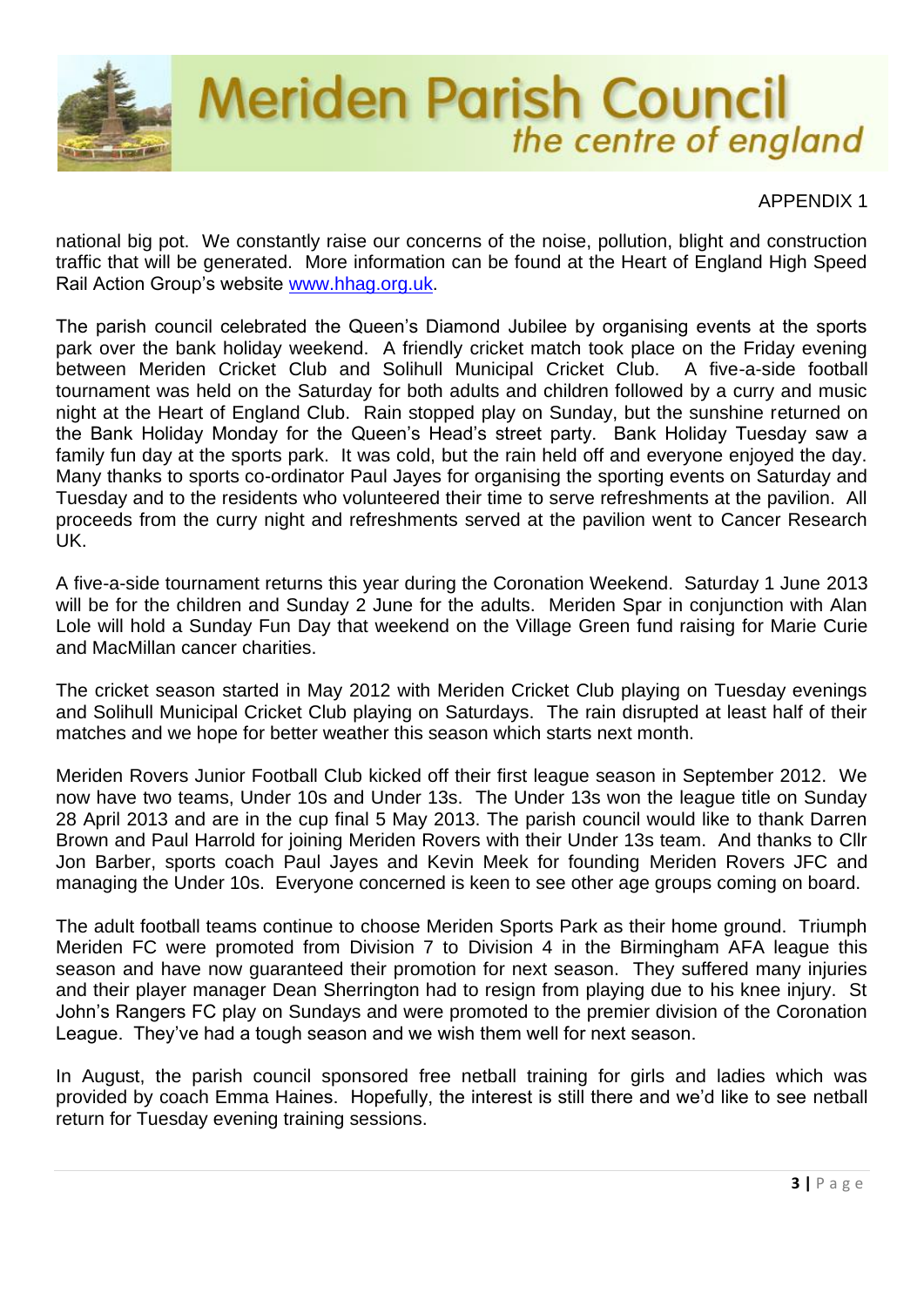APPENDIX 1

national big pot. We constantly raise our concerns of the noise, pollution, blight and construction traffic that will be generated. More information can be found at the Heart of England High Speed Rail Action Group's website [www.hhag.org.uk](http://www.hhag.org.uk).

The parish council celebrated the Queen's Diamond Jubilee by organising events at the sports park over the bank holiday weekend. A friendly cricket match took place on the Friday evening between Meriden Cricket Club and Solihull Municipal Cricket Club. A five-a-side football tournament was held on the Saturday for both adults and children followed by a curry and music night at the Heart of England Club. Rain stopped play on Sunday, but the sunshine returned on the Bank Holiday Monday for the Queen's Head's street party. Bank Holiday Tuesday saw a family fun day at the sports park. It was cold, but the rain held off and everyone enjoyed the day. Many thanks to sports co-ordinator Paul Jayes for organising the sporting events on Saturday and Tuesday and to the residents who volunteered their time to serve refreshments at the pavilion. All proceeds from the curry night and refreshments served at the pavilion went to Cancer Research UK.

A five-a-side tournament returns this year during the Coronation Weekend. Saturday 1 June 2013 will be for the children and Sunday 2 June for the adults. Meriden Spar in conjunction with Alan Lole will hold a Sunday Fun Day that weekend on the Village Green fund raising for Marie Curie and MacMillan cancer charities.

The cricket season started in May 2012 with Meriden Cricket Club playing on Tuesday evenings and Solihull Municipal Cricket Club playing on Saturdays. The rain disrupted at least half of their matches and we hope for better weather this season which starts next month.

Meriden Rovers Junior Football Club kicked off their first league season in September 2012. We now have two teams, Under 10s and Under 13s. The Under 13s won the league title on Sunday 28 April 2013 and are in the cup final 5 May 2013. The parish council would like to thank Darren Brown and Paul Harrold for joining Meriden Rovers with their Under 13s team. And thanks to Cllr Jon Barber, sports coach Paul Jayes and Kevin Meek for founding Meriden Rovers JFC and managing the Under 10s. Everyone concerned is keen to see other age groups coming on board.

The adult football teams continue to choose Meriden Sports Park as their home ground. Triumph Meriden FC were promoted from Division 7 to Division 4 in the Birmingham AFA league this season and have now guaranteed their promotion for next season. They suffered many injuries and their player manager Dean Sherrington had to resign from playing due to his knee injury. St John's Rangers FC play on Sundays and were promoted to the premier division of the Coronation League. They've had a tough season and we wish them well for next season.

In August, the parish council sponsored free netball training for girls and ladies which was provided by coach Emma Haines. Hopefully, the interest is still there and we'd like to see netball return for Tuesday evening training sessions.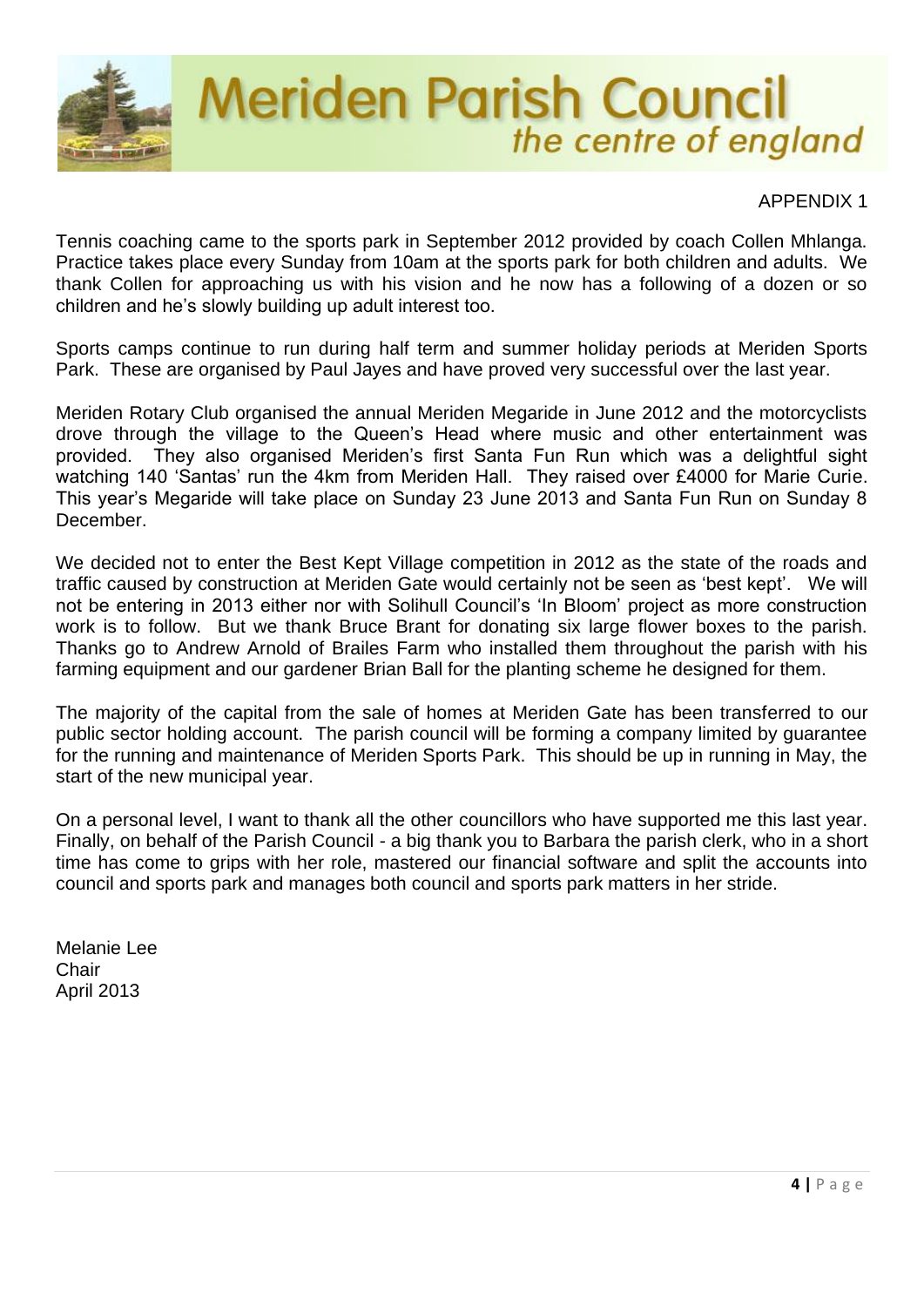APPENDIX 1

Tennis coaching came to the sports park in September 2012 provided by coach Collen Mhlanga. Practice takes place every Sunday from 10am at the sports park for both children and adults. We thank Collen for approaching us with his vision and he now has a following of a dozen or so children and he's slowly building up adult interest too.

Sports camps continue to run during half term and summer holiday periods at Meriden Sports Park. These are organised by Paul Jayes and have proved very successful over the last year.

Meriden Rotary Club organised the annual Meriden Megaride in June 2012 and the motorcyclists drove through the village to the Queen's Head where music and other entertainment was provided. They also organised Meriden's first Santa Fun Run which was a delightful sight watching 140 'Santas' run the 4km from Meriden Hall. They raised over £4000 for Marie Curie. This year's Megaride will take place on Sunday 23 June 2013 and Santa Fun Run on Sunday 8 December.

We decided not to enter the Best Kept Village competition in 2012 as the state of the roads and traffic caused by construction at Meriden Gate would certainly not be seen as 'best kept'. We will not be entering in 2013 either nor with Solihull Council's 'In Bloom' project as more construction work is to follow. But we thank Bruce Brant for donating six large flower boxes to the parish. Thanks go to Andrew Arnold of Brailes Farm who installed them throughout the parish with his farming equipment and our gardener Brian Ball for the planting scheme he designed for them.

The majority of the capital from the sale of homes at Meriden Gate has been transferred to our public sector holding account. The parish council will be forming a company limited by guarantee for the running and maintenance of Meriden Sports Park. This should be up in running in May, the start of the new municipal year.

On a personal level, I want to thank all the other councillors who have supported me this last year. Finally, on behalf of the Parish Council - a big thank you to Barbara the parish clerk, who in a short time has come to grips with her role, mastered our financial software and split the accounts into council and sports park and manages both council and sports park matters in her stride.

Melanie Lee
Chair
April 2013